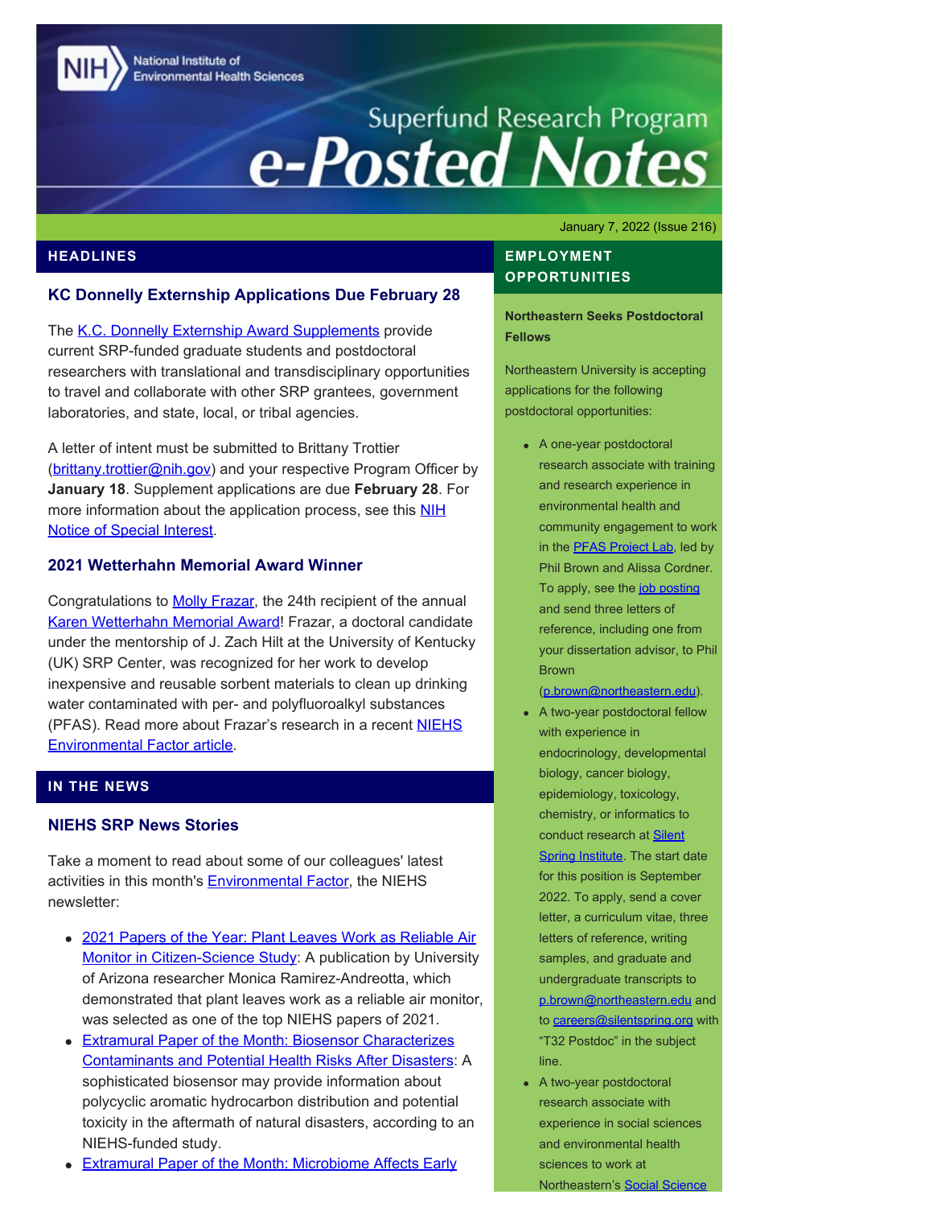# Superfund Research Program e-Posted Notes

National Institute of Environmental Health Sciences

January 7, 2022 (Issue 216)

## HEADLINES

### KC Donnelly Externship Applications Due February 28

The K.C. Donnelly Externship Award Supplements provide current SRP-funded graduate students and postdoctoral researchers with translational and transdisciplinary opportunities to travel and collaborate with other SRP grantees, government laboratories, and state, local, or tribal agencies.

A letter of intent must be submitted to Brittany Trottier (brittany.trottier@nih.gov) and your respective Program Officer by **January 18**. Supplement applications are due **February 28**. For more information about the application process, see this NIH Notice of Special Interest.

### 2021 Wetterhahn Memorial Award Winner

Congratulations to Molly Frazar, the 24th recipient of the annual Karen Wetterhahn Memorial Award! Frazar, a doctoral candidate under the mentorship of J. Zach Hilt at the University of Kentucky (UK) SRP Center, was recognized for her work to develop inexpensive and reusable sorbent materials to clean up drinking water contaminated with per- and polyfluoroalkyl substances (PFAS). Read more about Frazar's research in a recent NIEHS Environmental Factor article.

## IN THE NEWS

### NIEHS SRP News Stories

Take a moment to read about some of our colleagues' latest activities in this month's Environmental Factor, the NIEHS newsletter:

- 2021 Papers of the Year: Plant Leaves Work as Reliable Air Monitor in Citizen-Science Study: A publication by University of Arizona researcher Monica Ramirez-Andreotta, which demonstrated that plant leaves work as a reliable air monitor, was selected as one of the top NIEHS papers of 2021.
- Extramural Paper of the Month: Biosensor Characterizes Contaminants and Potential Health Risks After Disasters: A sophisticated biosensor may provide information about polycyclic aromatic hydrocarbon distribution and potential toxicity in the aftermath of natural disasters, according to an NIEHS-funded study.
- Extramural Paper of the Month: Microbiome Affects Early

## EMPLOYMENT OPPORTUNITIES

**Northeastern Seeks Postdoctoral Fellows**

Northeastern University is accepting applications for the following postdoctoral opportunities:

- A one-year postdoctoral research associate with training and research experience in environmental health and community engagement to work in the PFAS Project Lab, led by Phil Brown and Alissa Cordner. To apply, see the job posting and send three letters of reference, including one from your dissertation advisor, to Phil Brown (p.brown@northeastern.edu).
- A two-year postdoctoral fellow with experience in endocrinology, developmental biology, cancer biology, epidemiology, toxicology, chemistry, or informatics to conduct research at Silent Spring Institute. The start date for this position is September 2022. To apply, send a cover letter, a curriculum vitae, three letters of reference, writing samples, and graduate and undergraduate transcripts to p.brown@northeastern.edu and to careers@silentspring.org with "T32 Postdoc" in the subject line.
- A two-year postdoctoral research associate with experience in social sciences and environmental health sciences to work at Northeastern's Social Science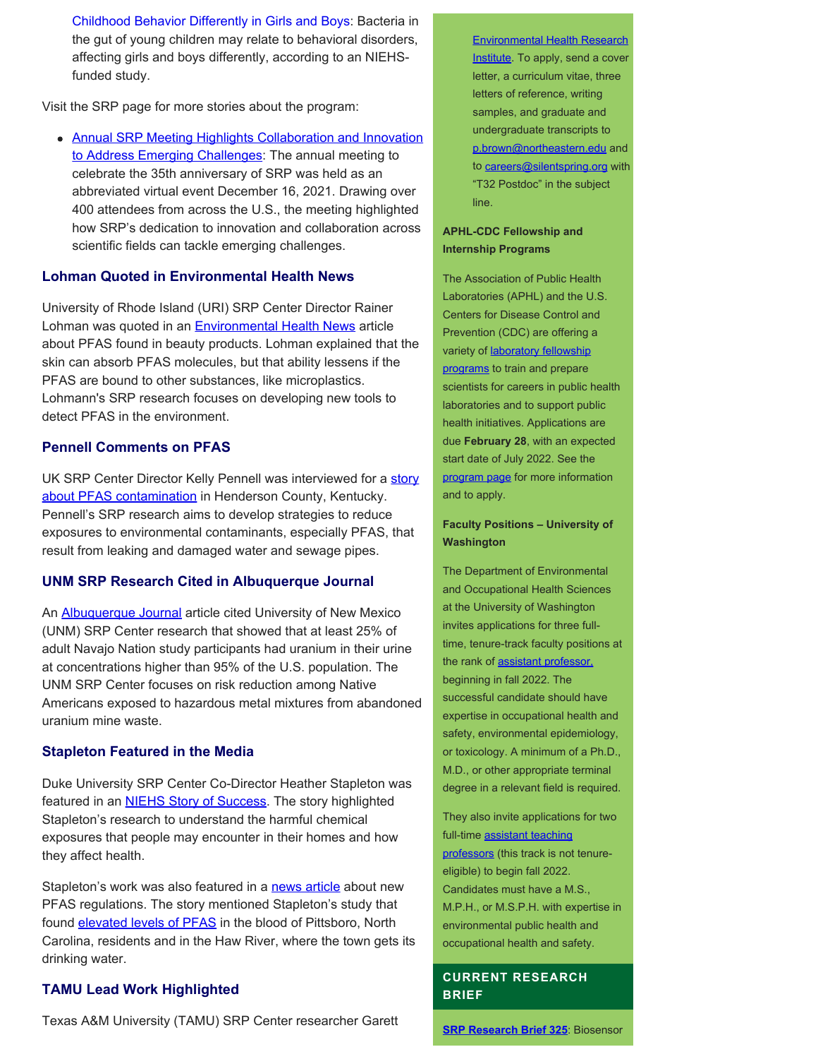[Childhood Behavior Differently in Girls and Boys](): Bacteria in the gut of young children may relate to behavioral disorders, affecting girls and boys differently, according to an NIEHS-funded study.

Visit the SRP page for more stories about the program:

- [Annual SRP Meeting Highlights Collaboration and Innovation to Address Emerging Challenges](): The annual meeting to celebrate the 35th anniversary of SRP was held as an abbreviated virtual event December 16, 2021. Drawing over 400 attendees from across the U.S., the meeting highlighted how SRP's dedication to innovation and collaboration across scientific fields can tackle emerging challenges.

### Lohman Quoted in Environmental Health News

University of Rhode Island (URI) SRP Center Director Rainer Lohman was quoted in an [Environmental Health News]() article about PFAS found in beauty products. Lohman explained that the skin can absorb PFAS molecules, but that ability lessens if the PFAS are bound to other substances, like microplastics. Lohmann's SRP research focuses on developing new tools to detect PFAS in the environment.

### Pennell Comments on PFAS

UK SRP Center Director Kelly Pennell was interviewed for a [story about PFAS contamination]() in Henderson County, Kentucky. Pennell's SRP research aims to develop strategies to reduce exposures to environmental contaminants, especially PFAS, that result from leaking and damaged water and sewage pipes.

### UNM SRP Research Cited in Albuquerque Journal

An [Albuquerque Journal]() article cited University of New Mexico (UNM) SRP Center research that showed that at least 25% of adult Navajo Nation study participants had uranium in their urine at concentrations higher than 95% of the U.S. population. The UNM SRP Center focuses on risk reduction among Native Americans exposed to hazardous metal mixtures from abandoned uranium mine waste.

### Stapleton Featured in the Media

Duke University SRP Center Co-Director Heather Stapleton was featured in an [NIEHS Story of Success](). The story highlighted Stapleton's research to understand the harmful chemical exposures that people may encounter in their homes and how they affect health.

Stapleton's work was also featured in a [news article]() about new PFAS regulations. The story mentioned Stapleton's study that found [elevated levels of PFAS]() in the blood of Pittsboro, North Carolina, residents and in the Haw River, where the town gets its drinking water.

### TAMU Lead Work Highlighted

Texas A&M University (TAMU) SRP Center researcher Garett

[Environmental Health Research Institute](). To apply, send a cover letter, a curriculum vitae, three letters of reference, writing samples, and graduate and undergraduate transcripts to [p.brown@northeastern.edu]() and to [careers@silentspring.org]() with "T32 Postdoc" in the subject line.

**APHL-CDC Fellowship and Internship Programs**

The Association of Public Health Laboratories (APHL) and the U.S. Centers for Disease Control and Prevention (CDC) are offering a variety of [laboratory fellowship programs]() to train and prepare scientists for careers in public health laboratories and to support public health initiatives. Applications are due **February 28**, with an expected start date of July 2022. See the [program page]() for more information and to apply.

**Faculty Positions – University of Washington**

The Department of Environmental and Occupational Health Sciences at the University of Washington invites applications for three full-time, tenure-track faculty positions at the rank of [assistant professor,]() beginning in fall 2022. The successful candidate should have expertise in occupational health and safety, environmental epidemiology, or toxicology. A minimum of a Ph.D., M.D., or other appropriate terminal degree in a relevant field is required.

They also invite applications for two full-time [assistant teaching professors]() (this track is not tenure-eligible) to begin fall 2022. Candidates must have a M.S., M.P.H., or M.S.P.H. with expertise in environmental public health and occupational health and safety.

## CURRENT RESEARCH BRIEF

**[SRP Research Brief 325]()**: Biosensor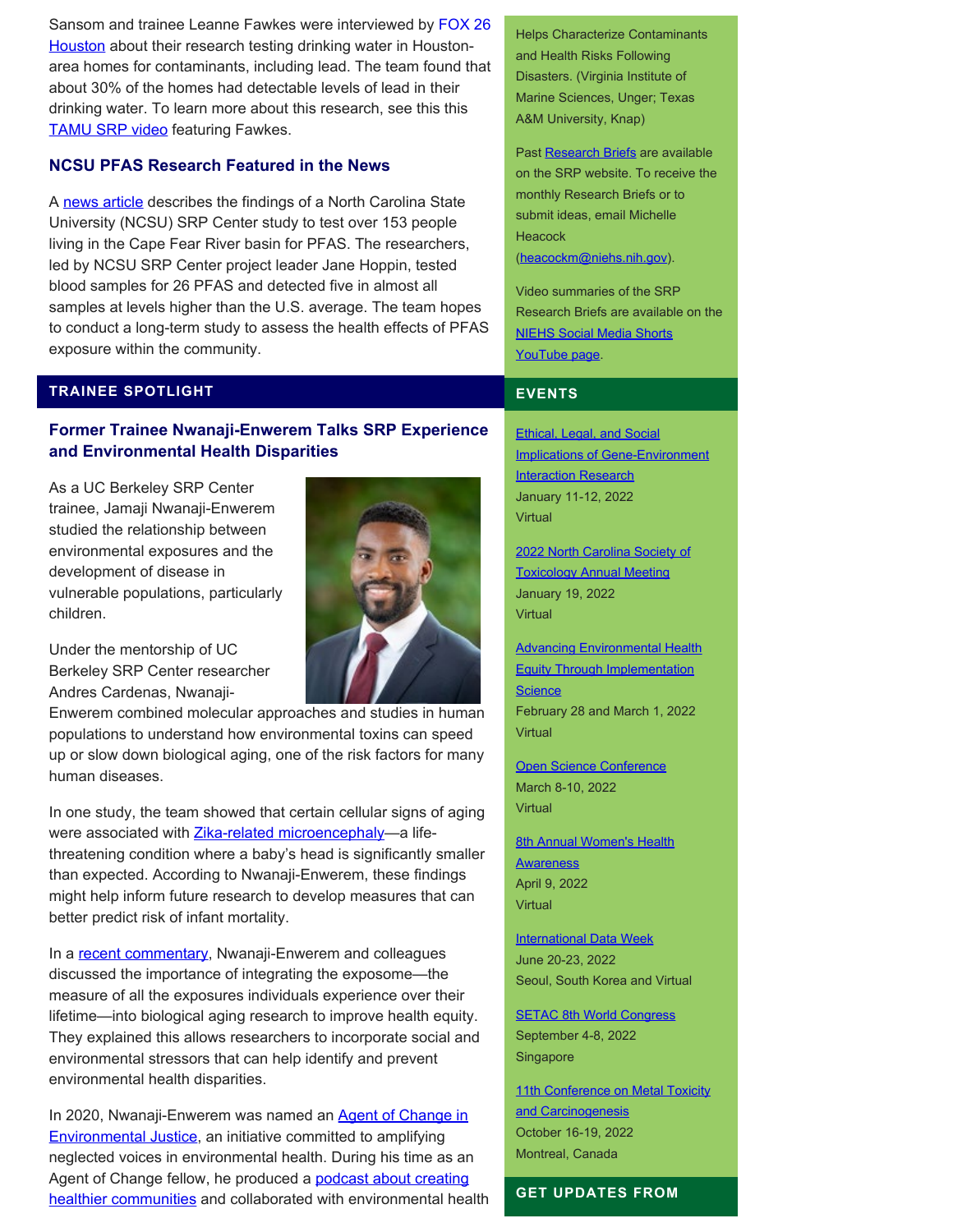Sansom and trainee Leanne Fawkes were interviewed by FOX 26 Houston about their research testing drinking water in Houston-area homes for contaminants, including lead. The team found that about 30% of the homes had detectable levels of lead in their drinking water. To learn more about this research, see this this TAMU SRP video featuring Fawkes.

### NCSU PFAS Research Featured in the News

A news article describes the findings of a North Carolina State University (NCSU) SRP Center study to test over 153 people living in the Cape Fear River basin for PFAS. The researchers, led by NCSU SRP Center project leader Jane Hoppin, tested blood samples for 26 PFAS and detected five in almost all samples at levels higher than the U.S. average. The team hopes to conduct a long-term study to assess the health effects of PFAS exposure within the community.

## TRAINEE SPOTLIGHT

### Former Trainee Nwanaji-Enwerem Talks SRP Experience and Environmental Health Disparities

As a UC Berkeley SRP Center trainee, Jamaji Nwanaji-Enwerem studied the relationship between environmental exposures and the development of disease in vulnerable populations, particularly children.

Under the mentorship of UC Berkeley SRP Center researcher Andres Cardenas, Nwanaji-Enwerem combined molecular approaches and studies in human populations to understand how environmental toxins can speed up or slow down biological aging, one of the risk factors for many human diseases.

In one study, the team showed that certain cellular signs of aging were associated with Zika-related microencephaly—a life-threatening condition where a baby's head is significantly smaller than expected. According to Nwanaji-Enwerem, these findings might help inform future research to develop measures that can better predict risk of infant mortality.

In a recent commentary, Nwanaji-Enwerem and colleagues discussed the importance of integrating the exposome—the measure of all the exposures individuals experience over their lifetime—into biological aging research to improve health equity. They explained this allows researchers to incorporate social and environmental stressors that can help identify and prevent environmental health disparities.

In 2020, Nwanaji-Enwerem was named an Agent of Change in Environmental Justice, an initiative committed to amplifying neglected voices in environmental health. During his time as an Agent of Change fellow, he produced a podcast about creating healthier communities and collaborated with environmental health

Helps Characterize Contaminants and Health Risks Following Disasters. (Virginia Institute of Marine Sciences, Unger; Texas A&M University, Knap)

Past Research Briefs are available on the SRP website. To receive the monthly Research Briefs or to submit ideas, email Michelle Heacock (heacockm@niehs.nih.gov).

Video summaries of the SRP Research Briefs are available on the NIEHS Social Media Shorts YouTube page.

## EVENTS

Ethical, Legal, and Social Implications of Gene-Environment Interaction Research
January 11-12, 2022
Virtual

2022 North Carolina Society of Toxicology Annual Meeting
January 19, 2022
Virtual

Advancing Environmental Health Equity Through Implementation Science
February 28 and March 1, 2022
Virtual

Open Science Conference
March 8-10, 2022
Virtual

8th Annual Women's Health Awareness
April 9, 2022
Virtual

International Data Week
June 20-23, 2022
Seoul, South Korea and Virtual

SETAC 8th World Congress
September 4-8, 2022
Singapore

11th Conference on Metal Toxicity and Carcinogenesis
October 16-19, 2022
Montreal, Canada

## GET UPDATES FROM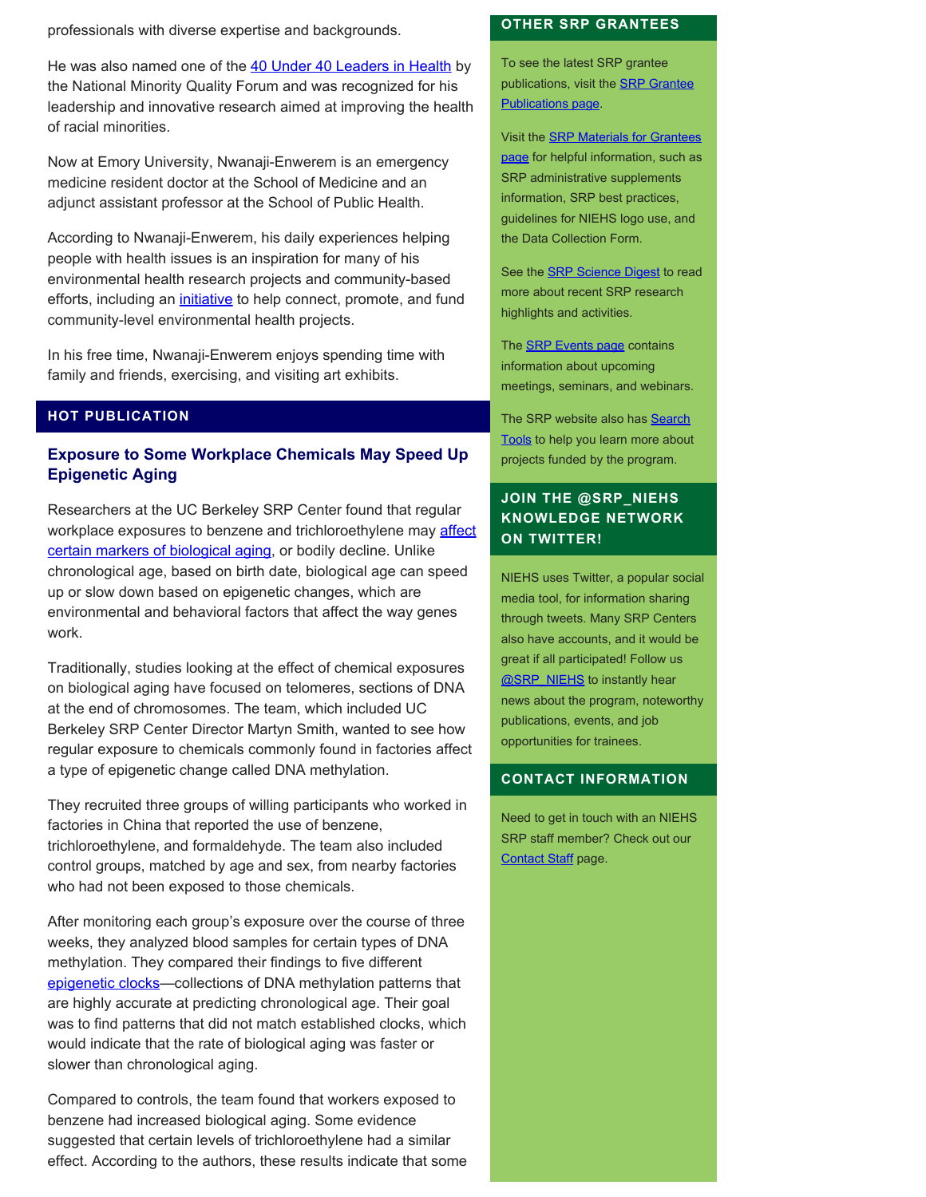professionals with diverse expertise and backgrounds.

He was also named one of the 40 Under 40 Leaders in Health by the National Minority Quality Forum and was recognized for his leadership and innovative research aimed at improving the health of racial minorities.

Now at Emory University, Nwanaji-Enwerem is an emergency medicine resident doctor at the School of Medicine and an adjunct assistant professor at the School of Public Health.

According to Nwanaji-Enwerem, his daily experiences helping people with health issues is an inspiration for many of his environmental health research projects and community-based efforts, including an initiative to help connect, promote, and fund community-level environmental health projects.

In his free time, Nwanaji-Enwerem enjoys spending time with family and friends, exercising, and visiting art exhibits.

## HOT PUBLICATION

### Exposure to Some Workplace Chemicals May Speed Up Epigenetic Aging

Researchers at the UC Berkeley SRP Center found that regular workplace exposures to benzene and trichloroethylene may affect certain markers of biological aging, or bodily decline. Unlike chronological age, based on birth date, biological age can speed up or slow down based on epigenetic changes, which are environmental and behavioral factors that affect the way genes work.

Traditionally, studies looking at the effect of chemical exposures on biological aging have focused on telomeres, sections of DNA at the end of chromosomes. The team, which included UC Berkeley SRP Center Director Martyn Smith, wanted to see how regular exposure to chemicals commonly found in factories affect a type of epigenetic change called DNA methylation.

They recruited three groups of willing participants who worked in factories in China that reported the use of benzene, trichloroethylene, and formaldehyde. The team also included control groups, matched by age and sex, from nearby factories who had not been exposed to those chemicals.

After monitoring each group's exposure over the course of three weeks, they analyzed blood samples for certain types of DNA methylation. They compared their findings to five different epigenetic clocks—collections of DNA methylation patterns that are highly accurate at predicting chronological age. Their goal was to find patterns that did not match established clocks, which would indicate that the rate of biological aging was faster or slower than chronological aging.

Compared to controls, the team found that workers exposed to benzene had increased biological aging. Some evidence suggested that certain levels of trichloroethylene had a similar effect. According to the authors, these results indicate that some

## OTHER SRP GRANTEES

To see the latest SRP grantee publications, visit the SRP Grantee Publications page.

Visit the SRP Materials for Grantees page for helpful information, such as SRP administrative supplements information, SRP best practices, guidelines for NIEHS logo use, and the Data Collection Form.

See the SRP Science Digest to read more about recent SRP research highlights and activities.

The SRP Events page contains information about upcoming meetings, seminars, and webinars.

The SRP website also has Search Tools to help you learn more about projects funded by the program.

## JOIN THE @SRP_NIEHS KNOWLEDGE NETWORK ON TWITTER!

NIEHS uses Twitter, a popular social media tool, for information sharing through tweets. Many SRP Centers also have accounts, and it would be great if all participated! Follow us @SRP_NIEHS to instantly hear news about the program, noteworthy publications, events, and job opportunities for trainees.

## CONTACT INFORMATION

Need to get in touch with an NIEHS SRP staff member? Check out our Contact Staff page.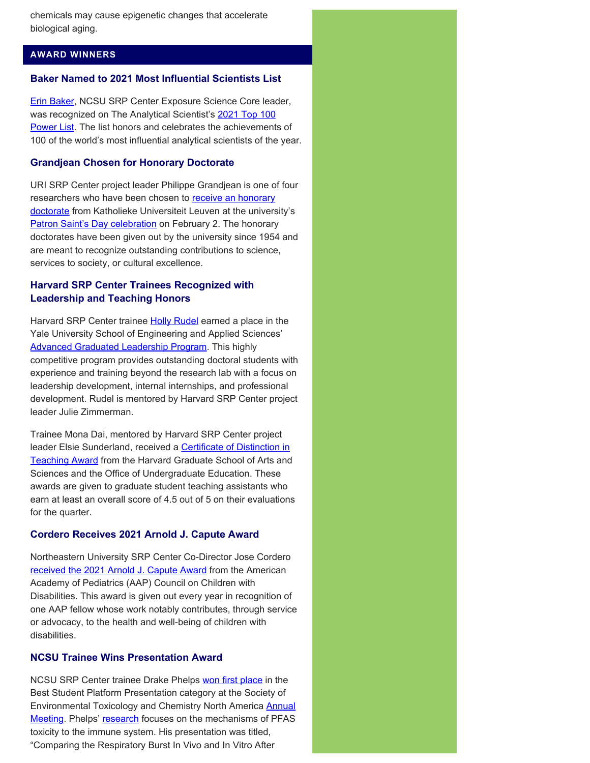chemicals may cause epigenetic changes that accelerate biological aging.

## AWARD WINNERS

### Baker Named to 2021 Most Influential Scientists List

Erin Baker, NCSU SRP Center Exposure Science Core leader, was recognized on The Analytical Scientist's 2021 Top 100 Power List. The list honors and celebrates the achievements of 100 of the world's most influential analytical scientists of the year.

### Grandjean Chosen for Honorary Doctorate

URI SRP Center project leader Philippe Grandjean is one of four researchers who have been chosen to receive an honorary doctorate from Katholieke Universiteit Leuven at the university's Patron Saint's Day celebration on February 2. The honorary doctorates have been given out by the university since 1954 and are meant to recognize outstanding contributions to science, services to society, or cultural excellence.

### Harvard SRP Center Trainees Recognized with Leadership and Teaching Honors

Harvard SRP Center trainee Holly Rudel earned a place in the Yale University School of Engineering and Applied Sciences' Advanced Graduated Leadership Program. This highly competitive program provides outstanding doctoral students with experience and training beyond the research lab with a focus on leadership development, internal internships, and professional development. Rudel is mentored by Harvard SRP Center project leader Julie Zimmerman.

Trainee Mona Dai, mentored by Harvard SRP Center project leader Elsie Sunderland, received a Certificate of Distinction in Teaching Award from the Harvard Graduate School of Arts and Sciences and the Office of Undergraduate Education. These awards are given to graduate student teaching assistants who earn at least an overall score of 4.5 out of 5 on their evaluations for the quarter.

### Cordero Receives 2021 Arnold J. Capute Award

Northeastern University SRP Center Co-Director Jose Cordero received the 2021 Arnold J. Capute Award from the American Academy of Pediatrics (AAP) Council on Children with Disabilities. This award is given out every year in recognition of one AAP fellow whose work notably contributes, through service or advocacy, to the health and well-being of children with disabilities.

### NCSU Trainee Wins Presentation Award

NCSU SRP Center trainee Drake Phelps won first place in the Best Student Platform Presentation category at the Society of Environmental Toxicology and Chemistry North America Annual Meeting. Phelps' research focuses on the mechanisms of PFAS toxicity to the immune system. His presentation was titled, "Comparing the Respiratory Burst In Vivo and In Vitro After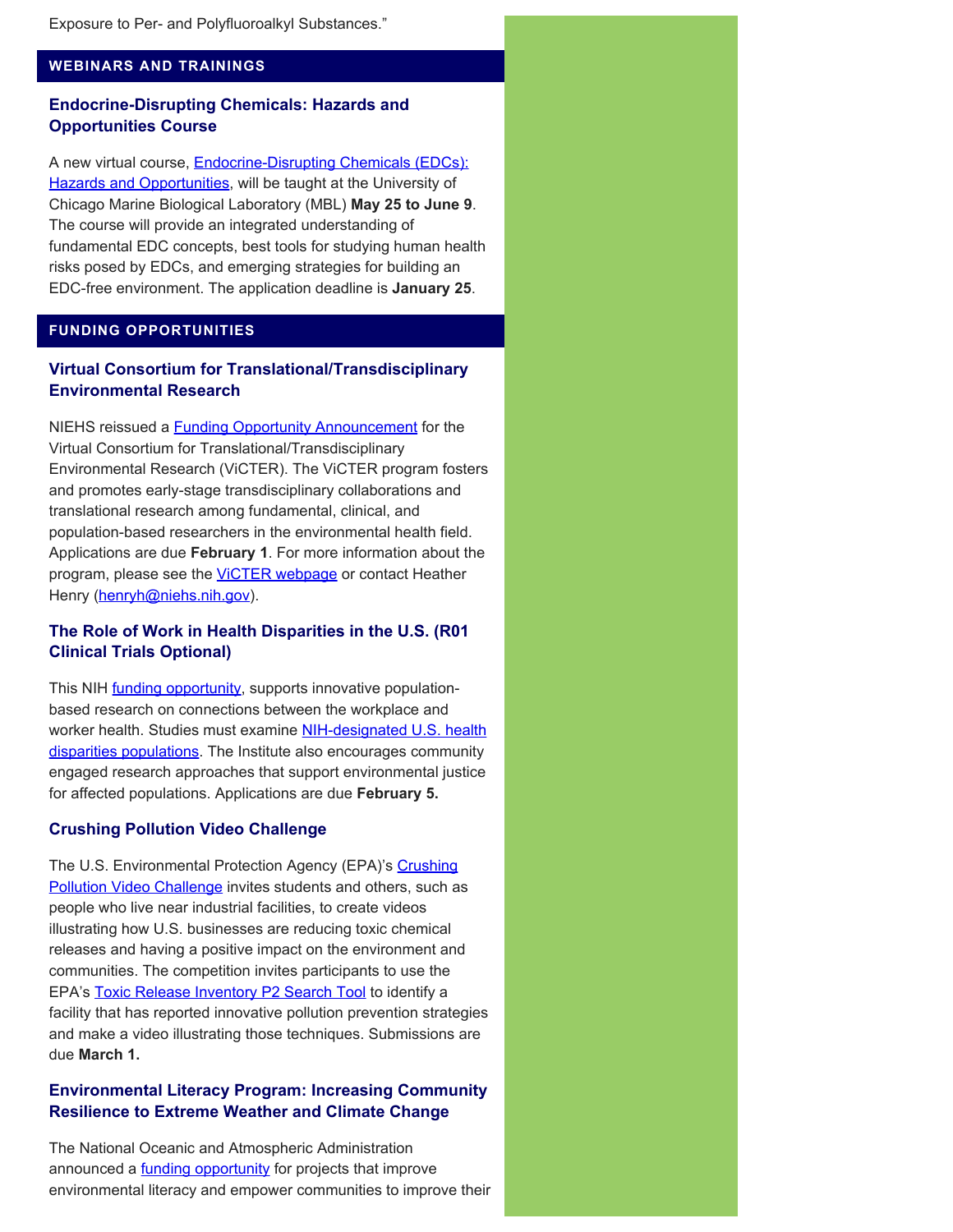Exposure to Per- and Polyfluoroalkyl Substances."

## WEBINARS AND TRAININGS

### Endocrine-Disrupting Chemicals: Hazards and Opportunities Course

A new virtual course, Endocrine-Disrupting Chemicals (EDCs): Hazards and Opportunities, will be taught at the University of Chicago Marine Biological Laboratory (MBL) **May 25 to June 9**. The course will provide an integrated understanding of fundamental EDC concepts, best tools for studying human health risks posed by EDCs, and emerging strategies for building an EDC-free environment. The application deadline is **January 25**.

## FUNDING OPPORTUNITIES

### Virtual Consortium for Translational/Transdisciplinary Environmental Research

NIEHS reissued a Funding Opportunity Announcement for the Virtual Consortium for Translational/Transdisciplinary Environmental Research (ViCTER). The ViCTER program fosters and promotes early-stage transdisciplinary collaborations and translational research among fundamental, clinical, and population-based researchers in the environmental health field. Applications are due **February 1**. For more information about the program, please see the ViCTER webpage or contact Heather Henry (henryh@niehs.nih.gov).

### The Role of Work in Health Disparities in the U.S. (R01 Clinical Trials Optional)

This NIH funding opportunity, supports innovative population-based research on connections between the workplace and worker health. Studies must examine NIH-designated U.S. health disparities populations. The Institute also encourages community engaged research approaches that support environmental justice for affected populations. Applications are due **February 5.**

### Crushing Pollution Video Challenge

The U.S. Environmental Protection Agency (EPA)'s Crushing Pollution Video Challenge invites students and others, such as people who live near industrial facilities, to create videos illustrating how U.S. businesses are reducing toxic chemical releases and having a positive impact on the environment and communities. The competition invites participants to use the EPA's Toxic Release Inventory P2 Search Tool to identify a facility that has reported innovative pollution prevention strategies and make a video illustrating those techniques. Submissions are due **March 1.**

### Environmental Literacy Program: Increasing Community Resilience to Extreme Weather and Climate Change

The National Oceanic and Atmospheric Administration announced a funding opportunity for projects that improve environmental literacy and empower communities to improve their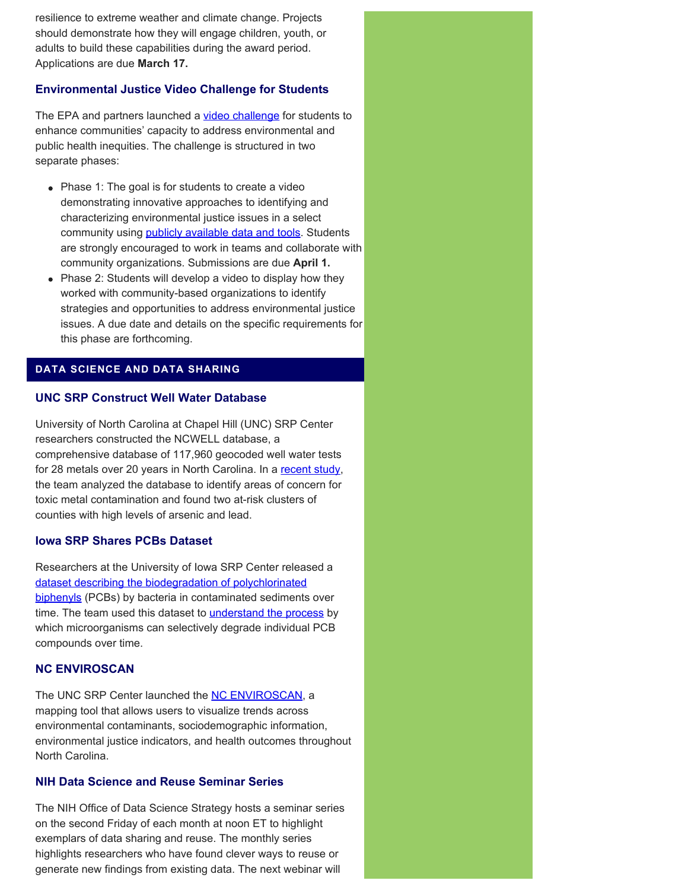resilience to extreme weather and climate change. Projects should demonstrate how they will engage children, youth, or adults to build these capabilities during the award period. Applications are due **March 17.**

### Environmental Justice Video Challenge for Students

The EPA and partners launched a video challenge for students to enhance communities' capacity to address environmental and public health inequities. The challenge is structured in two separate phases:

- Phase 1: The goal is for students to create a video demonstrating innovative approaches to identifying and characterizing environmental justice issues in a select community using publicly available data and tools. Students are strongly encouraged to work in teams and collaborate with community organizations. Submissions are due **April 1.**
- Phase 2: Students will develop a video to display how they worked with community-based organizations to identify strategies and opportunities to address environmental justice issues. A due date and details on the specific requirements for this phase are forthcoming.

## DATA SCIENCE AND DATA SHARING

### UNC SRP Construct Well Water Database

University of North Carolina at Chapel Hill (UNC) SRP Center researchers constructed the NCWELL database, a comprehensive database of 117,960 geocoded well water tests for 28 metals over 20 years in North Carolina. In a recent study, the team analyzed the database to identify areas of concern for toxic metal contamination and found two at-risk clusters of counties with high levels of arsenic and lead.

### Iowa SRP Shares PCBs Dataset

Researchers at the University of Iowa SRP Center released a dataset describing the biodegradation of polychlorinated biphenyls (PCBs) by bacteria in contaminated sediments over time. The team used this dataset to understand the process by which microorganisms can selectively degrade individual PCB compounds over time.

### NC ENVIROSCAN

The UNC SRP Center launched the NC ENVIROSCAN, a mapping tool that allows users to visualize trends across environmental contaminants, sociodemographic information, environmental justice indicators, and health outcomes throughout North Carolina.

### NIH Data Science and Reuse Seminar Series

The NIH Office of Data Science Strategy hosts a seminar series on the second Friday of each month at noon ET to highlight exemplars of data sharing and reuse. The monthly series highlights researchers who have found clever ways to reuse or generate new findings from existing data. The next webinar will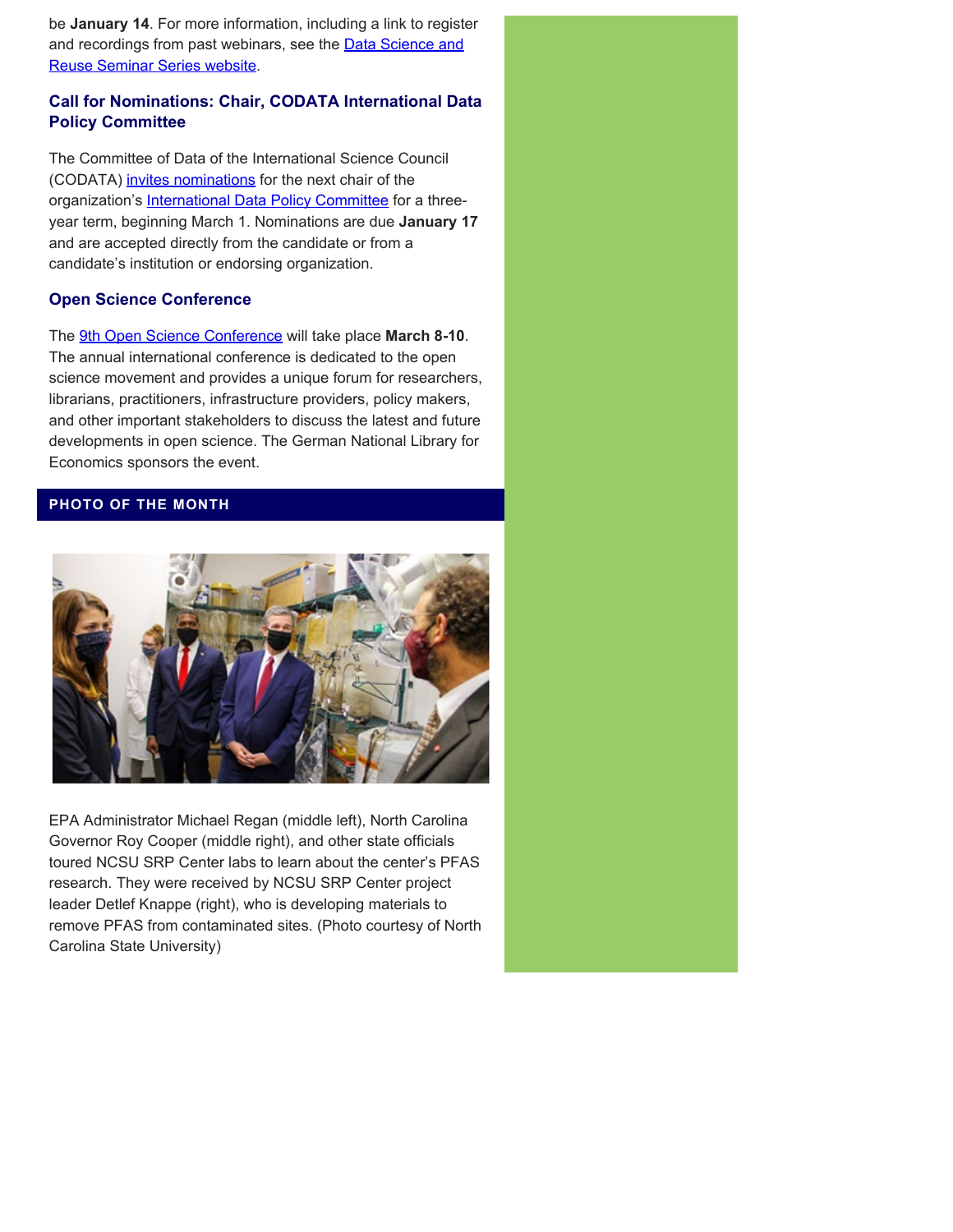be **January 14**. For more information, including a link to register and recordings from past webinars, see the Data Science and Reuse Seminar Series website.

### Call for Nominations: Chair, CODATA International Data Policy Committee

The Committee of Data of the International Science Council (CODATA) invites nominations for the next chair of the organization's International Data Policy Committee for a three-year term, beginning March 1. Nominations are due **January 17** and are accepted directly from the candidate or from a candidate's institution or endorsing organization.

### Open Science Conference

The 9th Open Science Conference will take place **March 8-10**. The annual international conference is dedicated to the open science movement and provides a unique forum for researchers, librarians, practitioners, infrastructure providers, policy makers, and other important stakeholders to discuss the latest and future developments in open science. The German National Library for Economics sponsors the event.

## PHOTO OF THE MONTH

EPA Administrator Michael Regan (middle left), North Carolina Governor Roy Cooper (middle right), and other state officials toured NCSU SRP Center labs to learn about the center's PFAS research. They were received by NCSU SRP Center project leader Detlef Knappe (right), who is developing materials to remove PFAS from contaminated sites. (Photo courtesy of North Carolina State University)